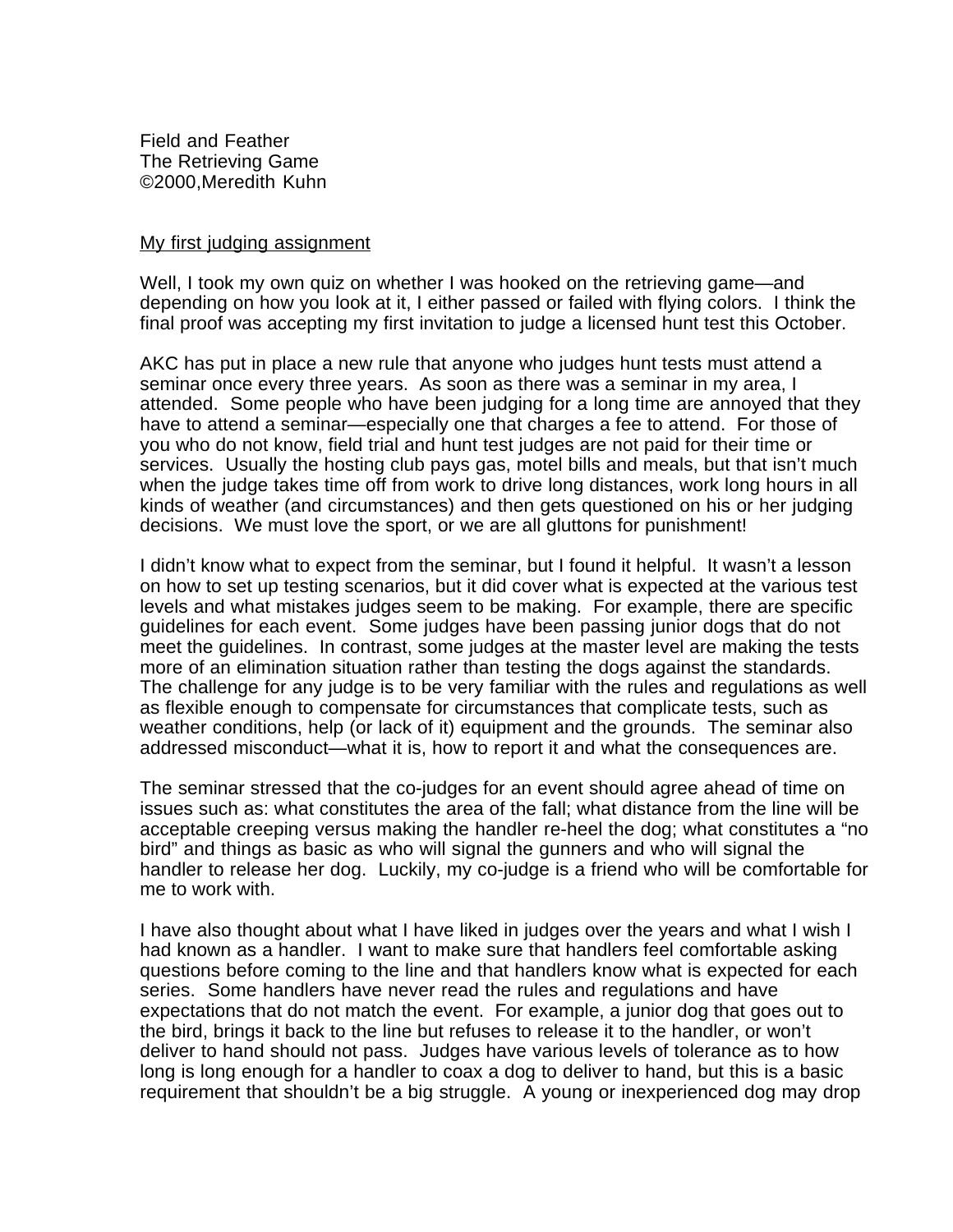Field and Feather
The Retrieving Game
©2000,Meredith Kuhn

<u>My first judging assignment</u>

Well, I took my own quiz on whether I was hooked on the retrieving game—and depending on how you look at it, I either passed or failed with flying colors. I think the final proof was accepting my first invitation to judge a licensed hunt test this October.

AKC has put in place a new rule that anyone who judges hunt tests must attend a seminar once every three years. As soon as there was a seminar in my area, I attended. Some people who have been judging for a long time are annoyed that they have to attend a seminar—especially one that charges a fee to attend. For those of you who do not know, field trial and hunt test judges are not paid for their time or services. Usually the hosting club pays gas, motel bills and meals, but that isn't much when the judge takes time off from work to drive long distances, work long hours in all kinds of weather (and circumstances) and then gets questioned on his or her judging decisions. We must love the sport, or we are all gluttons for punishment!

I didn't know what to expect from the seminar, but I found it helpful. It wasn't a lesson on how to set up testing scenarios, but it did cover what is expected at the various test levels and what mistakes judges seem to be making. For example, there are specific guidelines for each event. Some judges have been passing junior dogs that do not meet the guidelines. In contrast, some judges at the master level are making the tests more of an elimination situation rather than testing the dogs against the standards. The challenge for any judge is to be very familiar with the rules and regulations as well as flexible enough to compensate for circumstances that complicate tests, such as weather conditions, help (or lack of it) equipment and the grounds. The seminar also addressed misconduct—what it is, how to report it and what the consequences are.

The seminar stressed that the co-judges for an event should agree ahead of time on issues such as: what constitutes the area of the fall; what distance from the line will be acceptable creeping versus making the handler re-heel the dog; what constitutes a "no bird" and things as basic as who will signal the gunners and who will signal the handler to release her dog. Luckily, my co-judge is a friend who will be comfortable for me to work with.

I have also thought about what I have liked in judges over the years and what I wish I had known as a handler. I want to make sure that handlers feel comfortable asking questions before coming to the line and that handlers know what is expected for each series. Some handlers have never read the rules and regulations and have expectations that do not match the event. For example, a junior dog that goes out to the bird, brings it back to the line but refuses to release it to the handler, or won't deliver to hand should not pass. Judges have various levels of tolerance as to how long is long enough for a handler to coax a dog to deliver to hand, but this is a basic requirement that shouldn't be a big struggle. A young or inexperienced dog may drop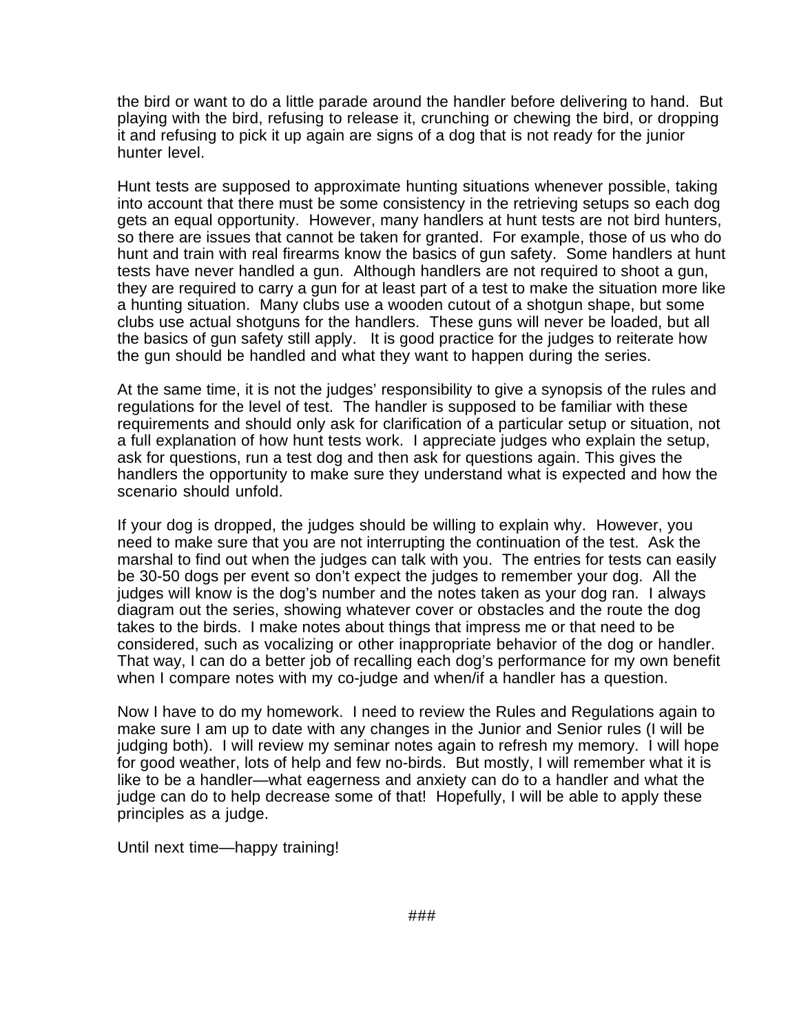the bird or want to do a little parade around the handler before delivering to hand. But playing with the bird, refusing to release it, crunching or chewing the bird, or dropping it and refusing to pick it up again are signs of a dog that is not ready for the junior hunter level.

Hunt tests are supposed to approximate hunting situations whenever possible, taking into account that there must be some consistency in the retrieving setups so each dog gets an equal opportunity. However, many handlers at hunt tests are not bird hunters, so there are issues that cannot be taken for granted. For example, those of us who do hunt and train with real firearms know the basics of gun safety. Some handlers at hunt tests have never handled a gun. Although handlers are not required to shoot a gun, they are required to carry a gun for at least part of a test to make the situation more like a hunting situation. Many clubs use a wooden cutout of a shotgun shape, but some clubs use actual shotguns for the handlers. These guns will never be loaded, but all the basics of gun safety still apply. It is good practice for the judges to reiterate how the gun should be handled and what they want to happen during the series.

At the same time, it is not the judges' responsibility to give a synopsis of the rules and regulations for the level of test. The handler is supposed to be familiar with these requirements and should only ask for clarification of a particular setup or situation, not a full explanation of how hunt tests work. I appreciate judges who explain the setup, ask for questions, run a test dog and then ask for questions again. This gives the handlers the opportunity to make sure they understand what is expected and how the scenario should unfold.

If your dog is dropped, the judges should be willing to explain why. However, you need to make sure that you are not interrupting the continuation of the test. Ask the marshal to find out when the judges can talk with you. The entries for tests can easily be 30-50 dogs per event so don't expect the judges to remember your dog. All the judges will know is the dog's number and the notes taken as your dog ran. I always diagram out the series, showing whatever cover or obstacles and the route the dog takes to the birds. I make notes about things that impress me or that need to be considered, such as vocalizing or other inappropriate behavior of the dog or handler. That way, I can do a better job of recalling each dog's performance for my own benefit when I compare notes with my co-judge and when/if a handler has a question.

Now I have to do my homework. I need to review the Rules and Regulations again to make sure I am up to date with any changes in the Junior and Senior rules (I will be judging both). I will review my seminar notes again to refresh my memory. I will hope for good weather, lots of help and few no-birds. But mostly, I will remember what it is like to be a handler—what eagerness and anxiety can do to a handler and what the judge can do to help decrease some of that! Hopefully, I will be able to apply these principles as a judge.

Until next time—happy training!

###